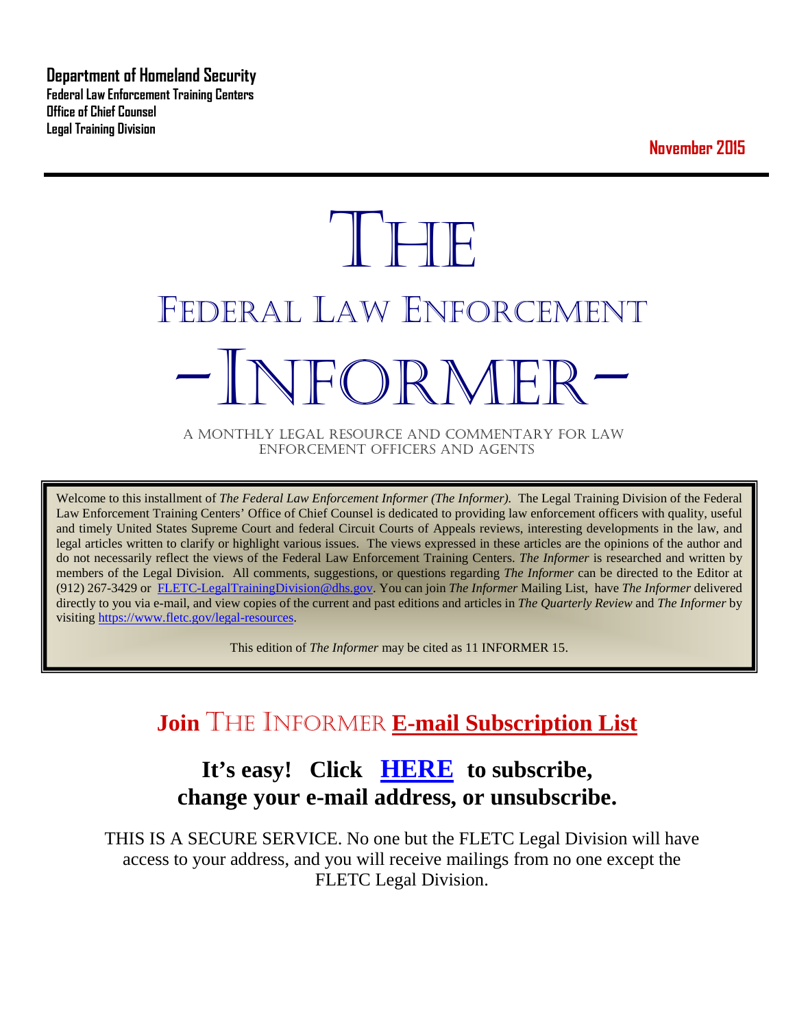**Department of Homeland Security**
**Federal Law Enforcement Training Centers**
**Office of Chief Counsel**
**Legal Training Division**

**November 2015**

# THE
# FEDERAL LAW ENFORCEMENT
# -INFORMER-

A MONTHLY LEGAL RESOURCE AND COMMENTARY FOR LAW ENFORCEMENT OFFICERS AND AGENTS

Welcome to this installment of *The Federal Law Enforcement Informer (The Informer).* The Legal Training Division of the Federal Law Enforcement Training Centers' Office of Chief Counsel is dedicated to providing law enforcement officers with quality, useful and timely United States Supreme Court and federal Circuit Courts of Appeals reviews, interesting developments in the law, and legal articles written to clarify or highlight various issues. The views expressed in these articles are the opinions of the author and do not necessarily reflect the views of the Federal Law Enforcement Training Centers. *The Informer* is researched and written by members of the Legal Division. All comments, suggestions, or questions regarding *The Informer* can be directed to the Editor at (912) 267-3429 or [FLETC-LegalTrainingDivision@dhs.gov](mailto:FLETC-LegalTrainingDivision@dhs.gov). You can join *The Informer* Mailing List, have *The Informer* delivered directly to you via e-mail, and view copies of the current and past editions and articles in *The Quarterly Review* and *The Informer* by visiting [https://www.fletc.gov/legal-resources](https://www.fletc.gov/legal-resources).

This edition of *The Informer* may be cited as 11 INFORMER 15.

## Join THE INFORMER E-mail Subscription List

### It's easy! Click HERE to subscribe, change your e-mail address, or unsubscribe.

THIS IS A SECURE SERVICE. No one but the FLETC Legal Division will have access to your address, and you will receive mailings from no one except the FLETC Legal Division.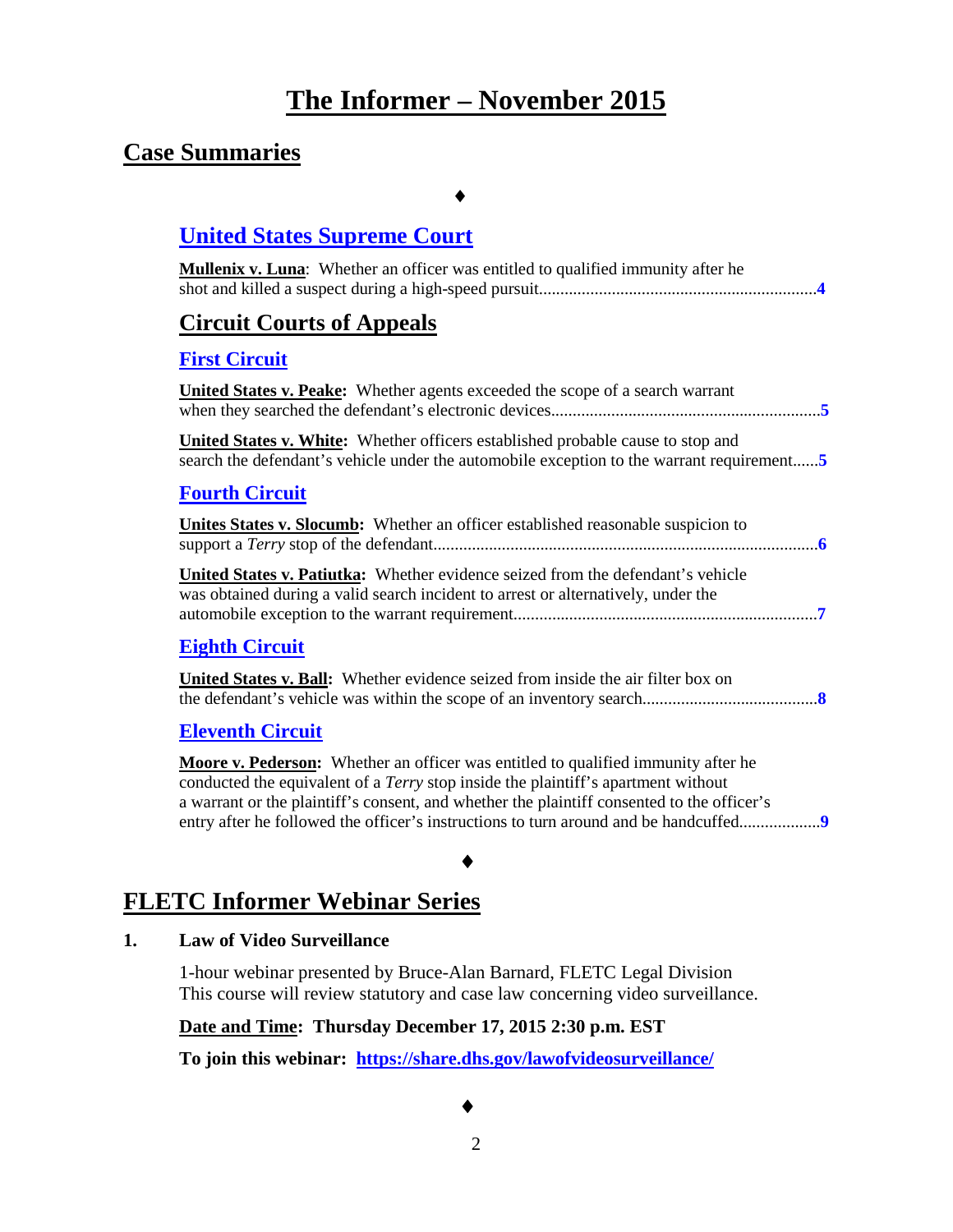# The Informer – November 2015

## Case Summaries

♦

### United States Supreme Court

**Mullenix v. Luna**: Whether an officer was entitled to qualified immunity after he shot and killed a suspect during a high-speed pursuit....................................................................4

### Circuit Courts of Appeals

#### First Circuit

**United States v. Peake:** Whether agents exceeded the scope of a search warrant when they searched the defendant's electronic devices...................................................................5

**United States v. White:** Whether officers established probable cause to stop and search the defendant's vehicle under the automobile exception to the warrant requirement......5

#### Fourth Circuit

**Unites States v. Slocumb:** Whether an officer established reasonable suspicion to support a *Terry* stop of the defendant.............................................................................................6

**United States v. Patiutka:** Whether evidence seized from the defendant's vehicle was obtained during a valid search incident to arrest or alternatively, under the automobile exception to the warrant requirement.......................................................................7

#### Eighth Circuit

**United States v. Ball:** Whether evidence seized from inside the air filter box on the defendant's vehicle was within the scope of an inventory search.........................................8

#### Eleventh Circuit

**Moore v. Pederson:** Whether an officer was entitled to qualified immunity after he conducted the equivalent of a *Terry* stop inside the plaintiff's apartment without a warrant or the plaintiff's consent, and whether the plaintiff consented to the officer's entry after he followed the officer's instructions to turn around and be handcuffed..................9

♦

## FLETC Informer Webinar Series

**1. Law of Video Surveillance**

1-hour webinar presented by Bruce-Alan Barnard, FLETC Legal Division
This course will review statutory and case law concerning video surveillance.

**Date and Time: Thursday December 17, 2015 2:30 p.m. EST**

**To join this webinar: https://share.dhs.gov/lawofvideosurveillance/**

♦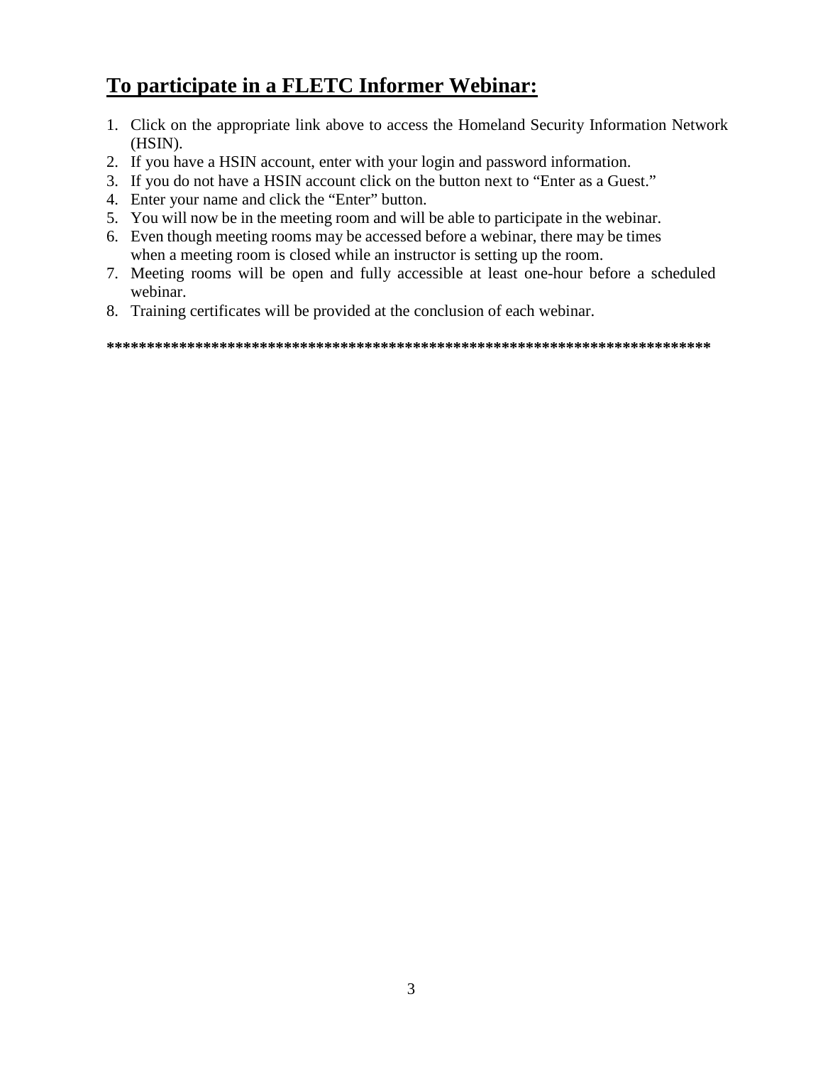## **To participate in a FLETC Informer Webinar:**

1. Click on the appropriate link above to access the Homeland Security Information Network (HSIN).
2. If you have a HSIN account, enter with your login and password information.
3. If you do not have a HSIN account click on the button next to "Enter as a Guest."
4. Enter your name and click the "Enter" button.
5. You will now be in the meeting room and will be able to participate in the webinar.
6. Even though meeting rooms may be accessed before a webinar, there may be times when a meeting room is closed while an instructor is setting up the room.
7. Meeting rooms will be open and fully accessible at least one-hour before a scheduled webinar.
8. Training certificates will be provided at the conclusion of each webinar.

**************************************************************************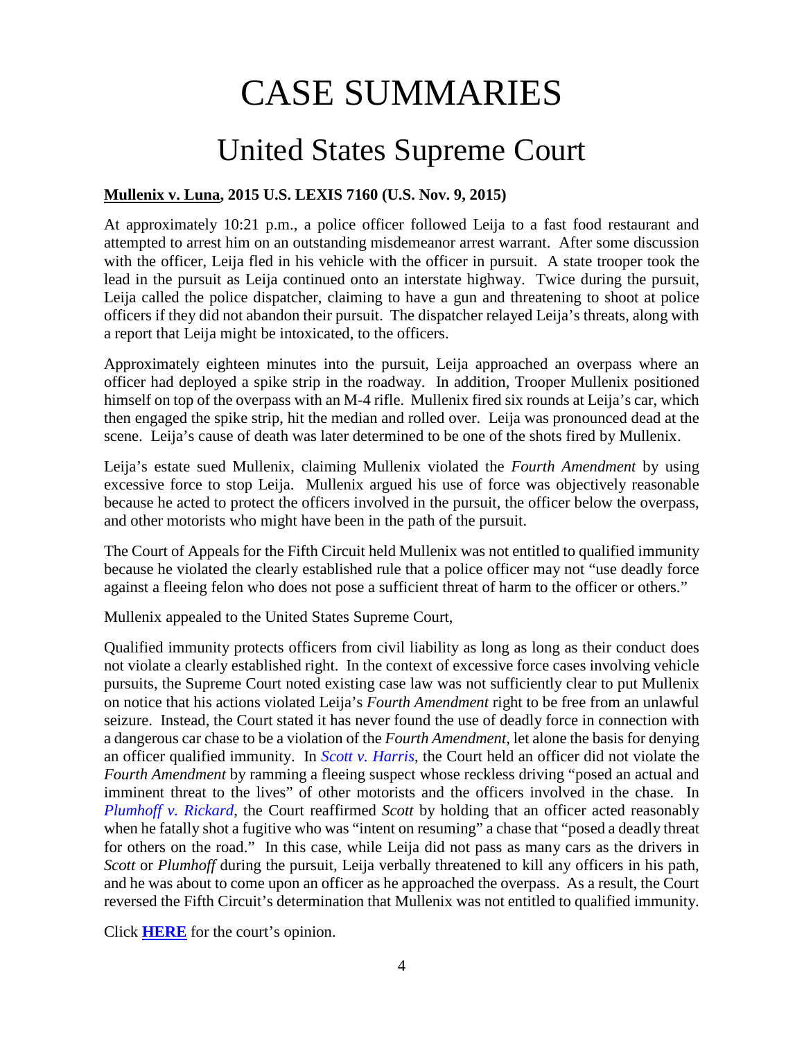# CASE SUMMARIES

## United States Supreme Court

**Mullenix v. Luna, 2015 U.S. LEXIS 7160 (U.S. Nov. 9, 2015)**

At approximately 10:21 p.m., a police officer followed Leija to a fast food restaurant and attempted to arrest him on an outstanding misdemeanor arrest warrant. After some discussion with the officer, Leija fled in his vehicle with the officer in pursuit. A state trooper took the lead in the pursuit as Leija continued onto an interstate highway. Twice during the pursuit, Leija called the police dispatcher, claiming to have a gun and threatening to shoot at police officers if they did not abandon their pursuit. The dispatcher relayed Leija's threats, along with a report that Leija might be intoxicated, to the officers.

Approximately eighteen minutes into the pursuit, Leija approached an overpass where an officer had deployed a spike strip in the roadway. In addition, Trooper Mullenix positioned himself on top of the overpass with an M-4 rifle. Mullenix fired six rounds at Leija's car, which then engaged the spike strip, hit the median and rolled over. Leija was pronounced dead at the scene. Leija's cause of death was later determined to be one of the shots fired by Mullenix.

Leija's estate sued Mullenix, claiming Mullenix violated the *Fourth Amendment* by using excessive force to stop Leija. Mullenix argued his use of force was objectively reasonable because he acted to protect the officers involved in the pursuit, the officer below the overpass, and other motorists who might have been in the path of the pursuit.

The Court of Appeals for the Fifth Circuit held Mullenix was not entitled to qualified immunity because he violated the clearly established rule that a police officer may not "use deadly force against a fleeing felon who does not pose a sufficient threat of harm to the officer or others."

Mullenix appealed to the United States Supreme Court,

Qualified immunity protects officers from civil liability as long as long as their conduct does not violate a clearly established right. In the context of excessive force cases involving vehicle pursuits, the Supreme Court noted existing case law was not sufficiently clear to put Mullenix on notice that his actions violated Leija's *Fourth Amendment* right to be free from an unlawful seizure. Instead, the Court stated it has never found the use of deadly force in connection with a dangerous car chase to be a violation of the *Fourth Amendment*, let alone the basis for denying an officer qualified immunity. In *Scott v. Harris*, the Court held an officer did not violate the *Fourth Amendment* by ramming a fleeing suspect whose reckless driving "posed an actual and imminent threat to the lives" of other motorists and the officers involved in the chase. In *Plumhoff v. Rickard*, the Court reaffirmed *Scott* by holding that an officer acted reasonably when he fatally shot a fugitive who was "intent on resuming" a chase that "posed a deadly threat for others on the road." In this case, while Leija did not pass as many cars as the drivers in *Scott* or *Plumhoff* during the pursuit, Leija verbally threatened to kill any officers in his path, and he was about to come upon an officer as he approached the overpass. As a result, the Court reversed the Fifth Circuit's determination that Mullenix was not entitled to qualified immunity.

Click **HERE** for the court's opinion.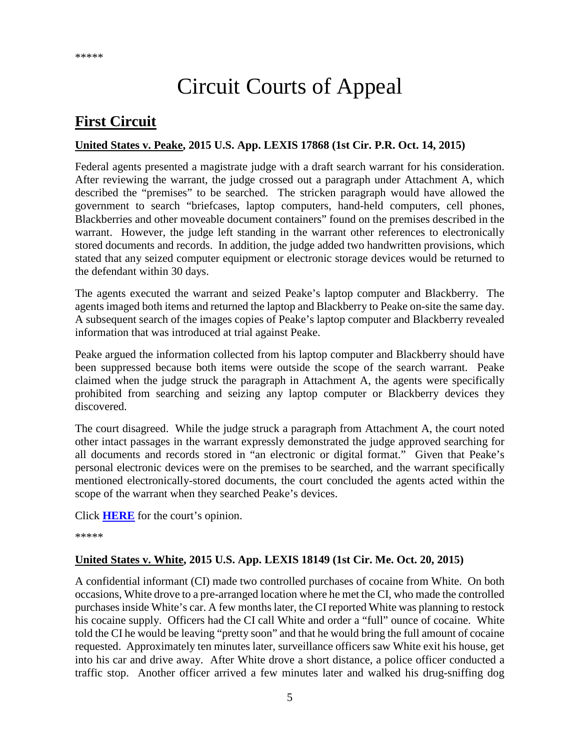*****

# Circuit Courts of Appeal

## First Circuit

**United States v. Peake, 2015 U.S. App. LEXIS 17868 (1st Cir. P.R. Oct. 14, 2015)**

Federal agents presented a magistrate judge with a draft search warrant for his consideration. After reviewing the warrant, the judge crossed out a paragraph under Attachment A, which described the "premises" to be searched. The stricken paragraph would have allowed the government to search "briefcases, laptop computers, hand-held computers, cell phones, Blackberries and other moveable document containers" found on the premises described in the warrant. However, the judge left standing in the warrant other references to electronically stored documents and records. In addition, the judge added two handwritten provisions, which stated that any seized computer equipment or electronic storage devices would be returned to the defendant within 30 days.

The agents executed the warrant and seized Peake's laptop computer and Blackberry. The agents imaged both items and returned the laptop and Blackberry to Peake on-site the same day. A subsequent search of the images copies of Peake's laptop computer and Blackberry revealed information that was introduced at trial against Peake.

Peake argued the information collected from his laptop computer and Blackberry should have been suppressed because both items were outside the scope of the search warrant. Peake claimed when the judge struck the paragraph in Attachment A, the agents were specifically prohibited from searching and seizing any laptop computer or Blackberry devices they discovered.

The court disagreed. While the judge struck a paragraph from Attachment A, the court noted other intact passages in the warrant expressly demonstrated the judge approved searching for all documents and records stored in "an electronic or digital format." Given that Peake's personal electronic devices were on the premises to be searched, and the warrant specifically mentioned electronically-stored documents, the court concluded the agents acted within the scope of the warrant when they searched Peake's devices.

Click **HERE** for the court's opinion.

*****

**United States v. White, 2015 U.S. App. LEXIS 18149 (1st Cir. Me. Oct. 20, 2015)**

A confidential informant (CI) made two controlled purchases of cocaine from White. On both occasions, White drove to a pre-arranged location where he met the CI, who made the controlled purchases inside White's car. A few months later, the CI reported White was planning to restock his cocaine supply. Officers had the CI call White and order a "full" ounce of cocaine. White told the CI he would be leaving "pretty soon" and that he would bring the full amount of cocaine requested. Approximately ten minutes later, surveillance officers saw White exit his house, get into his car and drive away. After White drove a short distance, a police officer conducted a traffic stop. Another officer arrived a few minutes later and walked his drug-sniffing dog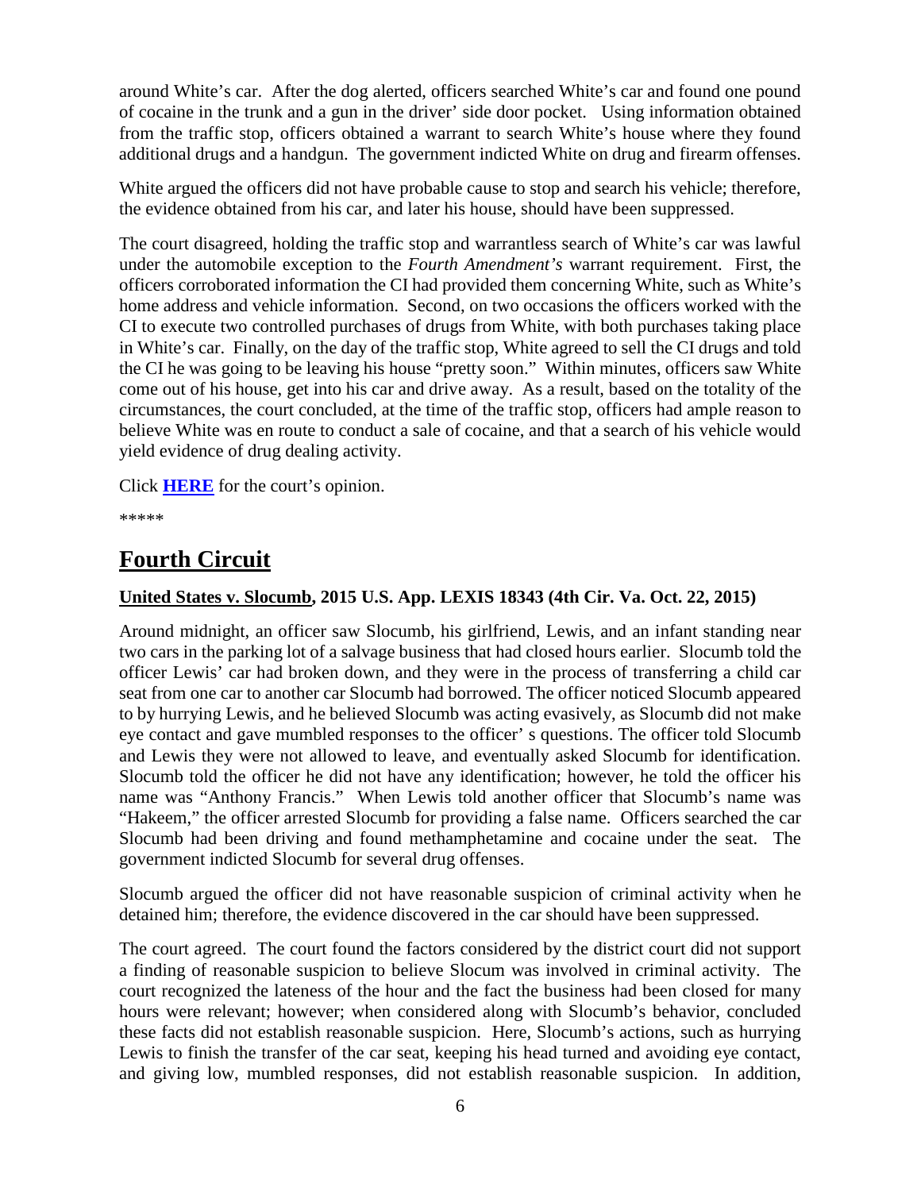around White's car. After the dog alerted, officers searched White's car and found one pound of cocaine in the trunk and a gun in the driver' side door pocket. Using information obtained from the traffic stop, officers obtained a warrant to search White's house where they found additional drugs and a handgun. The government indicted White on drug and firearm offenses.

White argued the officers did not have probable cause to stop and search his vehicle; therefore, the evidence obtained from his car, and later his house, should have been suppressed.

The court disagreed, holding the traffic stop and warrantless search of White's car was lawful under the automobile exception to the *Fourth Amendment's* warrant requirement. First, the officers corroborated information the CI had provided them concerning White, such as White's home address and vehicle information. Second, on two occasions the officers worked with the CI to execute two controlled purchases of drugs from White, with both purchases taking place in White's car. Finally, on the day of the traffic stop, White agreed to sell the CI drugs and told the CI he was going to be leaving his house "pretty soon." Within minutes, officers saw White come out of his house, get into his car and drive away. As a result, based on the totality of the circumstances, the court concluded, at the time of the traffic stop, officers had ample reason to believe White was en route to conduct a sale of cocaine, and that a search of his vehicle would yield evidence of drug dealing activity.

Click **HERE** for the court's opinion.

\*\*\*\*\*

# Fourth Circuit

**United States v. Slocumb, 2015 U.S. App. LEXIS 18343 (4th Cir. Va. Oct. 22, 2015)**

Around midnight, an officer saw Slocumb, his girlfriend, Lewis, and an infant standing near two cars in the parking lot of a salvage business that had closed hours earlier. Slocumb told the officer Lewis' car had broken down, and they were in the process of transferring a child car seat from one car to another car Slocumb had borrowed. The officer noticed Slocumb appeared to by hurrying Lewis, and he believed Slocumb was acting evasively, as Slocumb did not make eye contact and gave mumbled responses to the officer' s questions. The officer told Slocumb and Lewis they were not allowed to leave, and eventually asked Slocumb for identification. Slocumb told the officer he did not have any identification; however, he told the officer his name was "Anthony Francis." When Lewis told another officer that Slocumb's name was "Hakeem," the officer arrested Slocumb for providing a false name. Officers searched the car Slocumb had been driving and found methamphetamine and cocaine under the seat. The government indicted Slocumb for several drug offenses.

Slocumb argued the officer did not have reasonable suspicion of criminal activity when he detained him; therefore, the evidence discovered in the car should have been suppressed.

The court agreed. The court found the factors considered by the district court did not support a finding of reasonable suspicion to believe Slocum was involved in criminal activity. The court recognized the lateness of the hour and the fact the business had been closed for many hours were relevant; however; when considered along with Slocumb's behavior, concluded these facts did not establish reasonable suspicion. Here, Slocumb's actions, such as hurrying Lewis to finish the transfer of the car seat, keeping his head turned and avoiding eye contact, and giving low, mumbled responses, did not establish reasonable suspicion. In addition,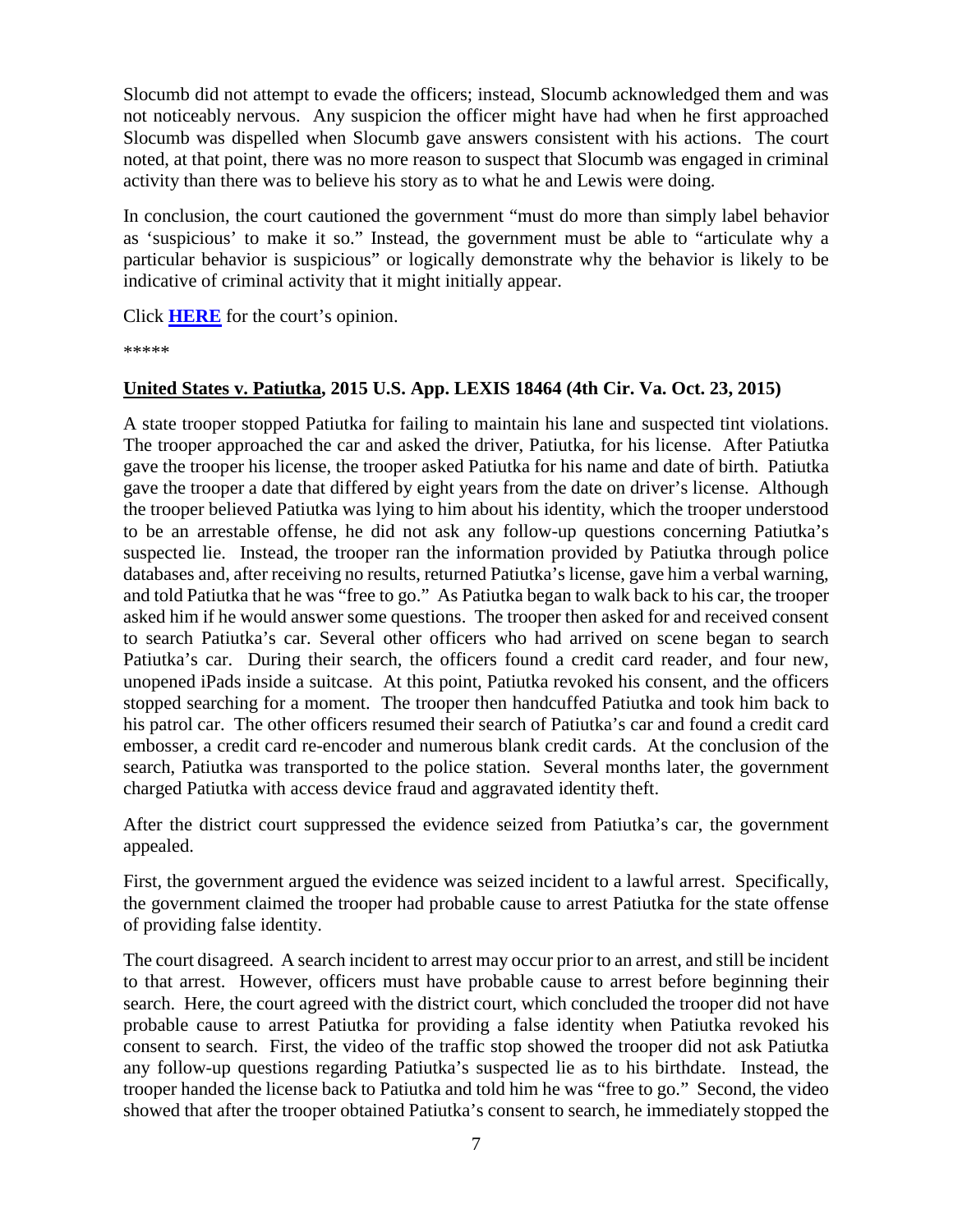Slocumb did not attempt to evade the officers; instead, Slocumb acknowledged them and was not noticeably nervous. Any suspicion the officer might have had when he first approached Slocumb was dispelled when Slocumb gave answers consistent with his actions. The court noted, at that point, there was no more reason to suspect that Slocumb was engaged in criminal activity than there was to believe his story as to what he and Lewis were doing.

In conclusion, the court cautioned the government "must do more than simply label behavior as 'suspicious' to make it so." Instead, the government must be able to "articulate why a particular behavior is suspicious" or logically demonstrate why the behavior is likely to be indicative of criminal activity that it might initially appear.

Click **HERE** for the court's opinion.

*****

### United States v. Patiutka, 2015 U.S. App. LEXIS 18464 (4th Cir. Va. Oct. 23, 2015)

A state trooper stopped Patiutka for failing to maintain his lane and suspected tint violations. The trooper approached the car and asked the driver, Patiutka, for his license. After Patiutka gave the trooper his license, the trooper asked Patiutka for his name and date of birth. Patiutka gave the trooper a date that differed by eight years from the date on driver's license. Although the trooper believed Patiutka was lying to him about his identity, which the trooper understood to be an arrestable offense, he did not ask any follow-up questions concerning Patiutka's suspected lie. Instead, the trooper ran the information provided by Patiutka through police databases and, after receiving no results, returned Patiutka's license, gave him a verbal warning, and told Patiutka that he was "free to go." As Patiutka began to walk back to his car, the trooper asked him if he would answer some questions. The trooper then asked for and received consent to search Patiutka's car. Several other officers who had arrived on scene began to search Patiutka's car. During their search, the officers found a credit card reader, and four new, unopened iPads inside a suitcase. At this point, Patiutka revoked his consent, and the officers stopped searching for a moment. The trooper then handcuffed Patiutka and took him back to his patrol car. The other officers resumed their search of Patiutka's car and found a credit card embosser, a credit card re-encoder and numerous blank credit cards. At the conclusion of the search, Patiutka was transported to the police station. Several months later, the government charged Patiutka with access device fraud and aggravated identity theft.

After the district court suppressed the evidence seized from Patiutka's car, the government appealed.

First, the government argued the evidence was seized incident to a lawful arrest. Specifically, the government claimed the trooper had probable cause to arrest Patiutka for the state offense of providing false identity.

The court disagreed. A search incident to arrest may occur prior to an arrest, and still be incident to that arrest. However, officers must have probable cause to arrest before beginning their search. Here, the court agreed with the district court, which concluded the trooper did not have probable cause to arrest Patiutka for providing a false identity when Patiutka revoked his consent to search. First, the video of the traffic stop showed the trooper did not ask Patiutka any follow-up questions regarding Patiutka's suspected lie as to his birthdate. Instead, the trooper handed the license back to Patiutka and told him he was "free to go." Second, the video showed that after the trooper obtained Patiutka's consent to search, he immediately stopped the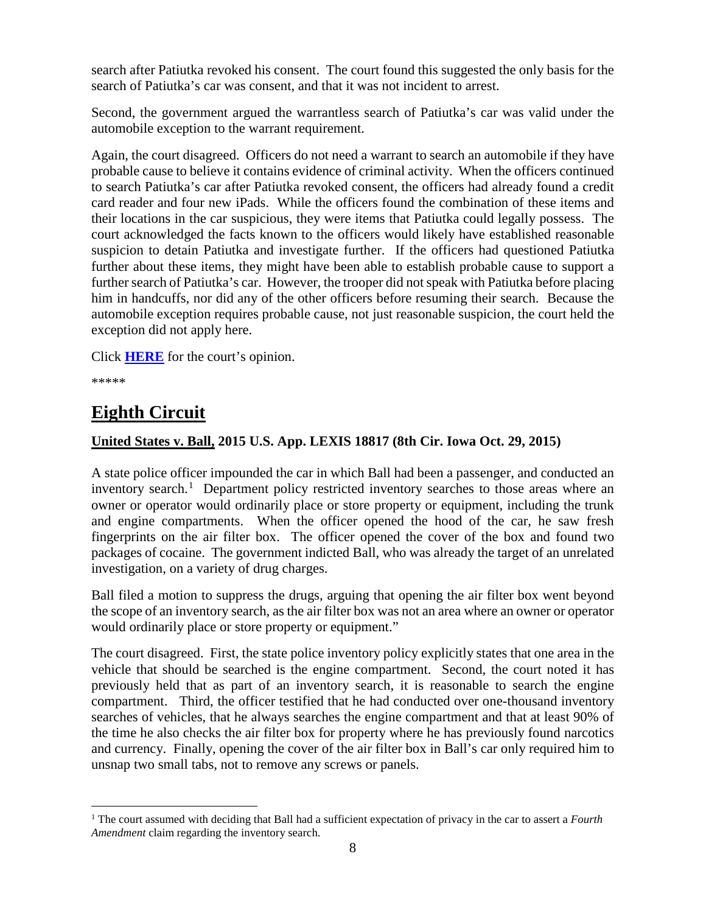search after Patiutka revoked his consent. The court found this suggested the only basis for the search of Patiutka's car was consent, and that it was not incident to arrest.

Second, the government argued the warrantless search of Patiutka's car was valid under the automobile exception to the warrant requirement.

Again, the court disagreed. Officers do not need a warrant to search an automobile if they have probable cause to believe it contains evidence of criminal activity. When the officers continued to search Patiutka's car after Patiutka revoked consent, the officers had already found a credit card reader and four new iPads. While the officers found the combination of these items and their locations in the car suspicious, they were items that Patiutka could legally possess. The court acknowledged the facts known to the officers would likely have established reasonable suspicion to detain Patiutka and investigate further. If the officers had questioned Patiutka further about these items, they might have been able to establish probable cause to support a further search of Patiutka's car. However, the trooper did not speak with Patiutka before placing him in handcuffs, nor did any of the other officers before resuming their search. Because the automobile exception requires probable cause, not just reasonable suspicion, the court held the exception did not apply here.

Click **HERE** for the court's opinion.

*****

# Eighth Circuit

### United States v. Ball, 2015 U.S. App. LEXIS 18817 (8th Cir. Iowa Oct. 29, 2015)

A state police officer impounded the car in which Ball had been a passenger, and conducted an inventory search.[1] Department policy restricted inventory searches to those areas where an owner or operator would ordinarily place or store property or equipment, including the trunk and engine compartments. When the officer opened the hood of the car, he saw fresh fingerprints on the air filter box. The officer opened the cover of the box and found two packages of cocaine. The government indicted Ball, who was already the target of an unrelated investigation, on a variety of drug charges.

Ball filed a motion to suppress the drugs, arguing that opening the air filter box went beyond the scope of an inventory search, as the air filter box was not an area where an owner or operator would ordinarily place or store property or equipment."

The court disagreed. First, the state police inventory policy explicitly states that one area in the vehicle that should be searched is the engine compartment. Second, the court noted it has previously held that as part of an inventory search, it is reasonable to search the engine compartment. Third, the officer testified that he had conducted over one-thousand inventory searches of vehicles, that he always searches the engine compartment and that at least 90% of the time he also checks the air filter box for property where he has previously found narcotics and currency. Finally, opening the cover of the air filter box in Ball's car only required him to unsnap two small tabs, not to remove any screws or panels.

---

[1] The court assumed with deciding that Ball had a sufficient expectation of privacy in the car to assert a *Fourth Amendment* claim regarding the inventory search.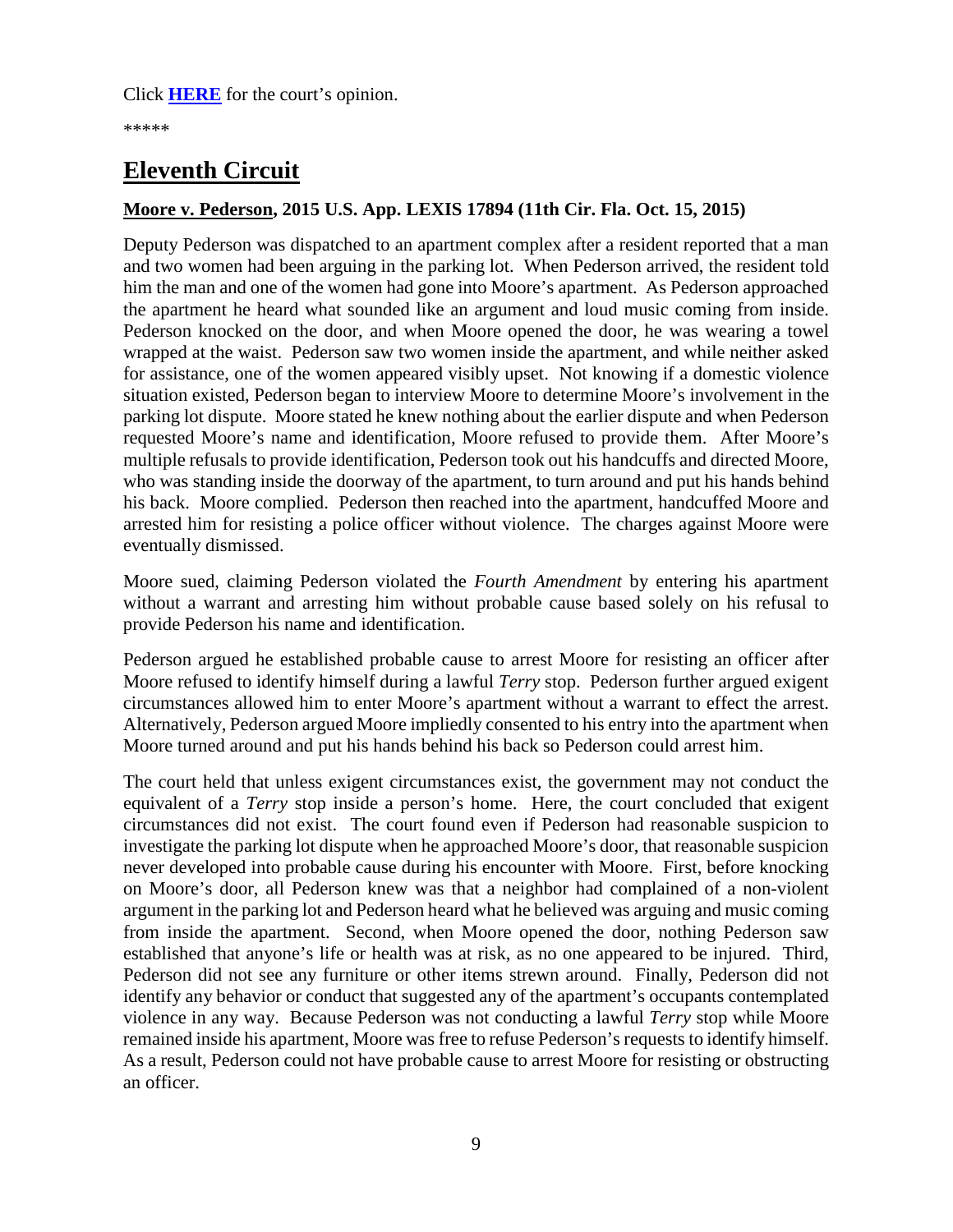Click **HERE** for the court's opinion.

*****

## Eleventh Circuit

**Moore v. Pederson, 2015 U.S. App. LEXIS 17894 (11th Cir. Fla. Oct. 15, 2015)**

Deputy Pederson was dispatched to an apartment complex after a resident reported that a man and two women had been arguing in the parking lot. When Pederson arrived, the resident told him the man and one of the women had gone into Moore's apartment. As Pederson approached the apartment he heard what sounded like an argument and loud music coming from inside. Pederson knocked on the door, and when Moore opened the door, he was wearing a towel wrapped at the waist. Pederson saw two women inside the apartment, and while neither asked for assistance, one of the women appeared visibly upset. Not knowing if a domestic violence situation existed, Pederson began to interview Moore to determine Moore's involvement in the parking lot dispute. Moore stated he knew nothing about the earlier dispute and when Pederson requested Moore's name and identification, Moore refused to provide them. After Moore's multiple refusals to provide identification, Pederson took out his handcuffs and directed Moore, who was standing inside the doorway of the apartment, to turn around and put his hands behind his back. Moore complied. Pederson then reached into the apartment, handcuffed Moore and arrested him for resisting a police officer without violence. The charges against Moore were eventually dismissed.

Moore sued, claiming Pederson violated the *Fourth Amendment* by entering his apartment without a warrant and arresting him without probable cause based solely on his refusal to provide Pederson his name and identification.

Pederson argued he established probable cause to arrest Moore for resisting an officer after Moore refused to identify himself during a lawful *Terry* stop. Pederson further argued exigent circumstances allowed him to enter Moore's apartment without a warrant to effect the arrest. Alternatively, Pederson argued Moore impliedly consented to his entry into the apartment when Moore turned around and put his hands behind his back so Pederson could arrest him.

The court held that unless exigent circumstances exist, the government may not conduct the equivalent of a *Terry* stop inside a person's home. Here, the court concluded that exigent circumstances did not exist. The court found even if Pederson had reasonable suspicion to investigate the parking lot dispute when he approached Moore's door, that reasonable suspicion never developed into probable cause during his encounter with Moore. First, before knocking on Moore's door, all Pederson knew was that a neighbor had complained of a non-violent argument in the parking lot and Pederson heard what he believed was arguing and music coming from inside the apartment. Second, when Moore opened the door, nothing Pederson saw established that anyone's life or health was at risk, as no one appeared to be injured. Third, Pederson did not see any furniture or other items strewn around. Finally, Pederson did not identify any behavior or conduct that suggested any of the apartment's occupants contemplated violence in any way. Because Pederson was not conducting a lawful *Terry* stop while Moore remained inside his apartment, Moore was free to refuse Pederson's requests to identify himself. As a result, Pederson could not have probable cause to arrest Moore for resisting or obstructing an officer.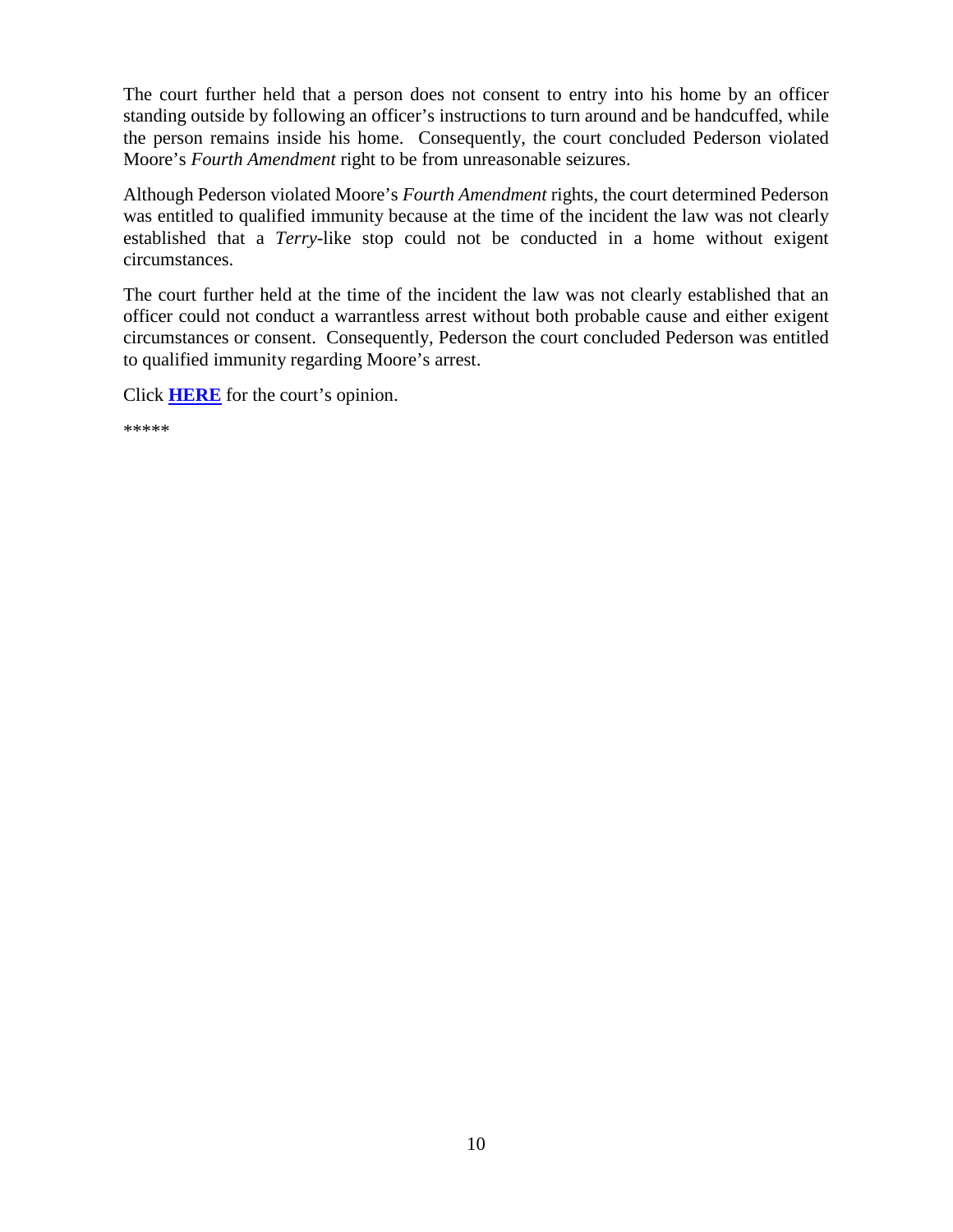The court further held that a person does not consent to entry into his home by an officer standing outside by following an officer's instructions to turn around and be handcuffed, while the person remains inside his home. Consequently, the court concluded Pederson violated Moore's *Fourth Amendment* right to be from unreasonable seizures.

Although Pederson violated Moore's *Fourth Amendment* rights, the court determined Pederson was entitled to qualified immunity because at the time of the incident the law was not clearly established that a *Terry*-like stop could not be conducted in a home without exigent circumstances.

The court further held at the time of the incident the law was not clearly established that an officer could not conduct a warrantless arrest without both probable cause and either exigent circumstances or consent. Consequently, Pederson the court concluded Pederson was entitled to qualified immunity regarding Moore's arrest.

Click **HERE** for the court's opinion.

*****